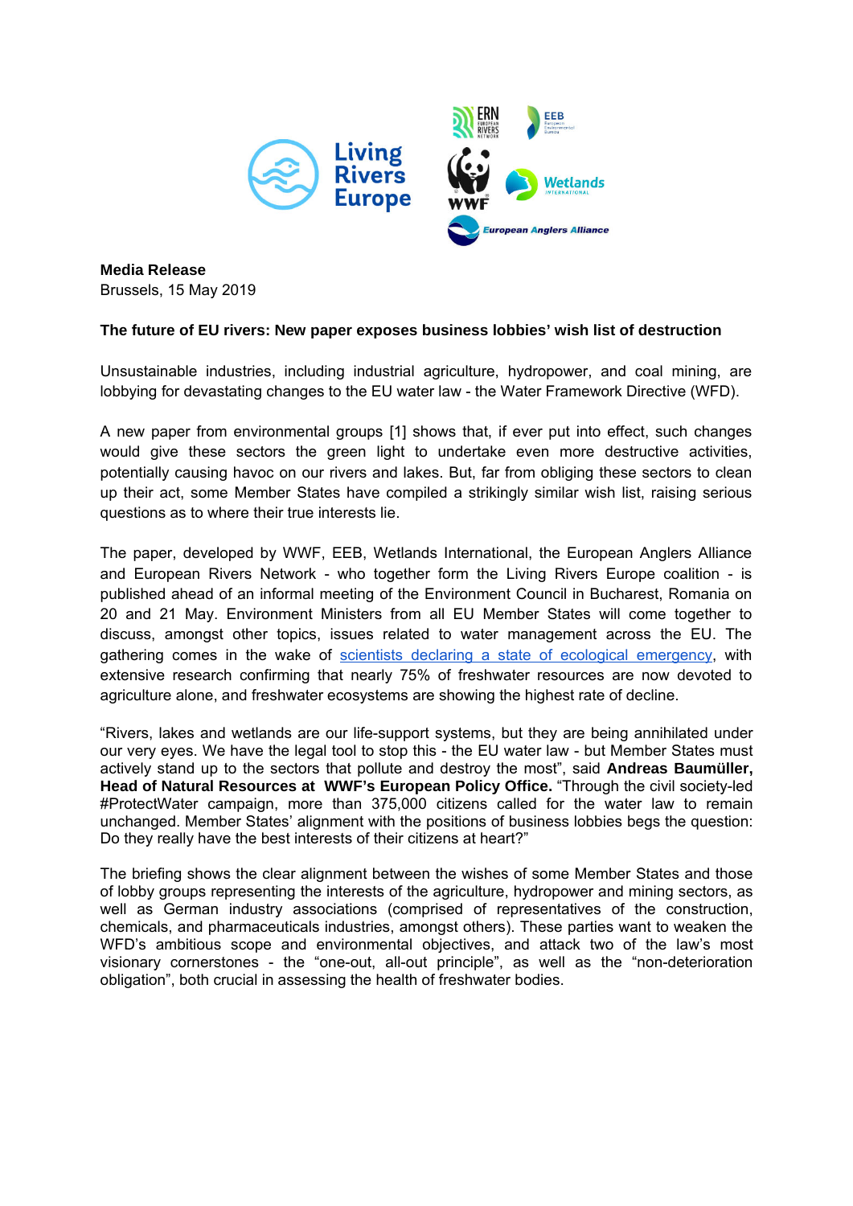**Media Release**
Brussels, 15 May 2019

**The future of EU rivers: New paper exposes business lobbies' wish list of destruction**

Unsustainable industries, including industrial agriculture, hydropower, and coal mining, are lobbying for devastating changes to the EU water law - the Water Framework Directive (WFD).

A new paper from environmental groups [1] shows that, if ever put into effect, such changes would give these sectors the green light to undertake even more destructive activities, potentially causing havoc on our rivers and lakes. But, far from obliging these sectors to clean up their act, some Member States have compiled a strikingly similar wish list, raising serious questions as to where their true interests lie.

The paper, developed by WWF, EEB, Wetlands International, the European Anglers Alliance and European Rivers Network - who together form the Living Rivers Europe coalition - is published ahead of an informal meeting of the Environment Council in Bucharest, Romania on 20 and 21 May. Environment Ministers from all EU Member States will come together to discuss, amongst other topics, issues related to water management across the EU. The gathering comes in the wake of scientists declaring a state of ecological emergency, with extensive research confirming that nearly 75% of freshwater resources are now devoted to agriculture alone, and freshwater ecosystems are showing the highest rate of decline.

"Rivers, lakes and wetlands are our life-support systems, but they are being annihilated under our very eyes. We have the legal tool to stop this - the EU water law - but Member States must actively stand up to the sectors that pollute and destroy the most", said **Andreas Baumüller, Head of Natural Resources at WWF's European Policy Office.** "Through the civil society-led #ProtectWater campaign, more than 375,000 citizens called for the water law to remain unchanged. Member States' alignment with the positions of business lobbies begs the question: Do they really have the best interests of their citizens at heart?"

The briefing shows the clear alignment between the wishes of some Member States and those of lobby groups representing the interests of the agriculture, hydropower and mining sectors, as well as German industry associations (comprised of representatives of the construction, chemicals, and pharmaceuticals industries, amongst others). These parties want to weaken the WFD's ambitious scope and environmental objectives, and attack two of the law's most visionary cornerstones - the "one-out, all-out principle", as well as the "non-deterioration obligation", both crucial in assessing the health of freshwater bodies.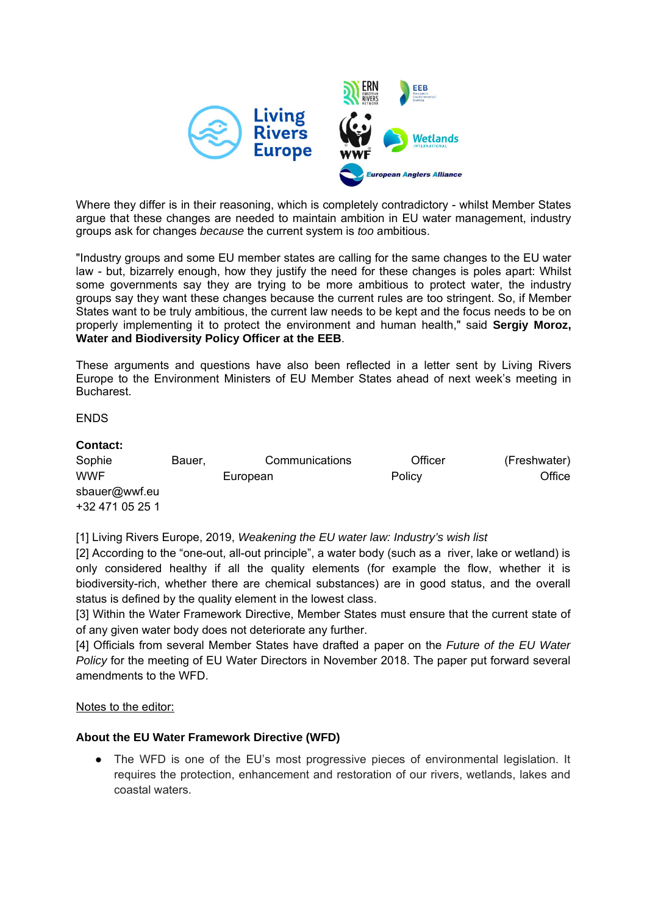Where they differ is in their reasoning, which is completely contradictory - whilst Member States argue that these changes are needed to maintain ambition in EU water management, industry groups ask for changes *because* the current system is *too* ambitious.

"Industry groups and some EU member states are calling for the same changes to the EU water law - but, bizarrely enough, how they justify the need for these changes is poles apart: Whilst some governments say they are trying to be more ambitious to protect water, the industry groups say they want these changes because the current rules are too stringent. So, if Member States want to be truly ambitious, the current law needs to be kept and the focus needs to be on properly implementing it to protect the environment and human health," said **Sergiy Moroz, Water and Biodiversity Policy Officer at the EEB**.

These arguments and questions have also been reflected in a letter sent by Living Rivers Europe to the Environment Ministers of EU Member States ahead of next week's meeting in Bucharest.

ENDS

**Contact:**
Sophie Bauer, Communications Officer (Freshwater)
WWF European Policy Office
sbauer@wwf.eu
+32 471 05 25 1

[1] Living Rivers Europe, 2019, *Weakening the EU water law: Industry's wish list*
[2] According to the "one-out, all-out principle", a water body (such as a river, lake or wetland) is only considered healthy if all the quality elements (for example the flow, whether it is biodiversity-rich, whether there are chemical substances) are in good status, and the overall status is defined by the quality element in the lowest class.
[3] Within the Water Framework Directive, Member States must ensure that the current state of of any given water body does not deteriorate any further.
[4] Officials from several Member States have drafted a paper on the *Future of the EU Water Policy* for the meeting of EU Water Directors in November 2018. The paper put forward several amendments to the WFD.

Notes to the editor:

**About the EU Water Framework Directive (WFD)**

- The WFD is one of the EU's most progressive pieces of environmental legislation. It requires the protection, enhancement and restoration of our rivers, wetlands, lakes and coastal waters.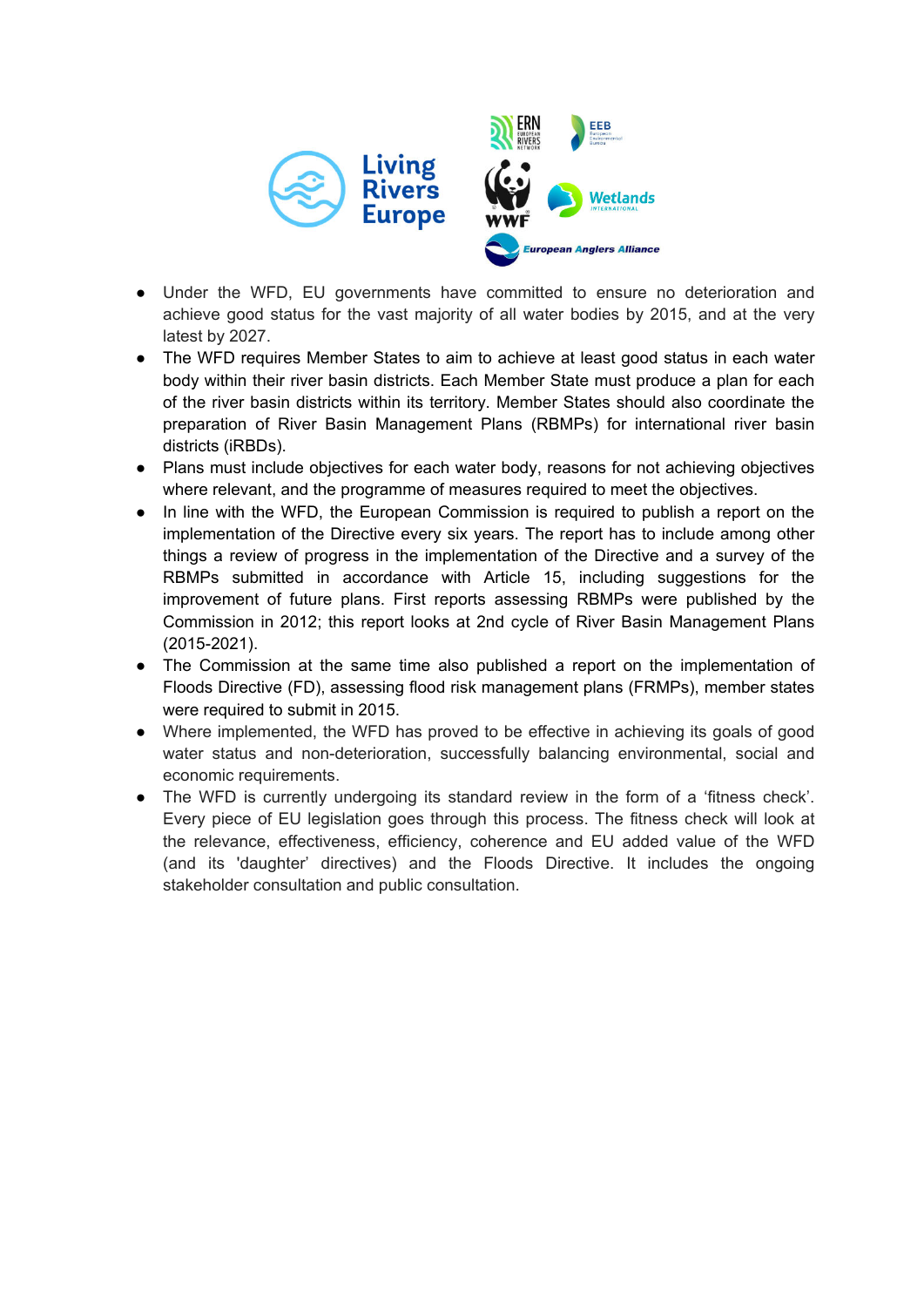- Under the WFD, EU governments have committed to ensure no deterioration and achieve good status for the vast majority of all water bodies by 2015, and at the very latest by 2027.
- The WFD requires Member States to aim to achieve at least good status in each water body within their river basin districts. Each Member State must produce a plan for each of the river basin districts within its territory. Member States should also coordinate the preparation of River Basin Management Plans (RBMPs) for international river basin districts (iRBDs).
- Plans must include objectives for each water body, reasons for not achieving objectives where relevant, and the programme of measures required to meet the objectives.
- In line with the WFD, the European Commission is required to publish a report on the implementation of the Directive every six years. The report has to include among other things a review of progress in the implementation of the Directive and a survey of the RBMPs submitted in accordance with Article 15, including suggestions for the improvement of future plans. First reports assessing RBMPs were published by the Commission in 2012; this report looks at 2nd cycle of River Basin Management Plans (2015-2021).
- The Commission at the same time also published a report on the implementation of Floods Directive (FD), assessing flood risk management plans (FRMPs), member states were required to submit in 2015.
- Where implemented, the WFD has proved to be effective in achieving its goals of good water status and non-deterioration, successfully balancing environmental, social and economic requirements.
- The WFD is currently undergoing its standard review in the form of a 'fitness check'. Every piece of EU legislation goes through this process. The fitness check will look at the relevance, effectiveness, efficiency, coherence and EU added value of the WFD (and its 'daughter' directives) and the Floods Directive. It includes the ongoing stakeholder consultation and public consultation.